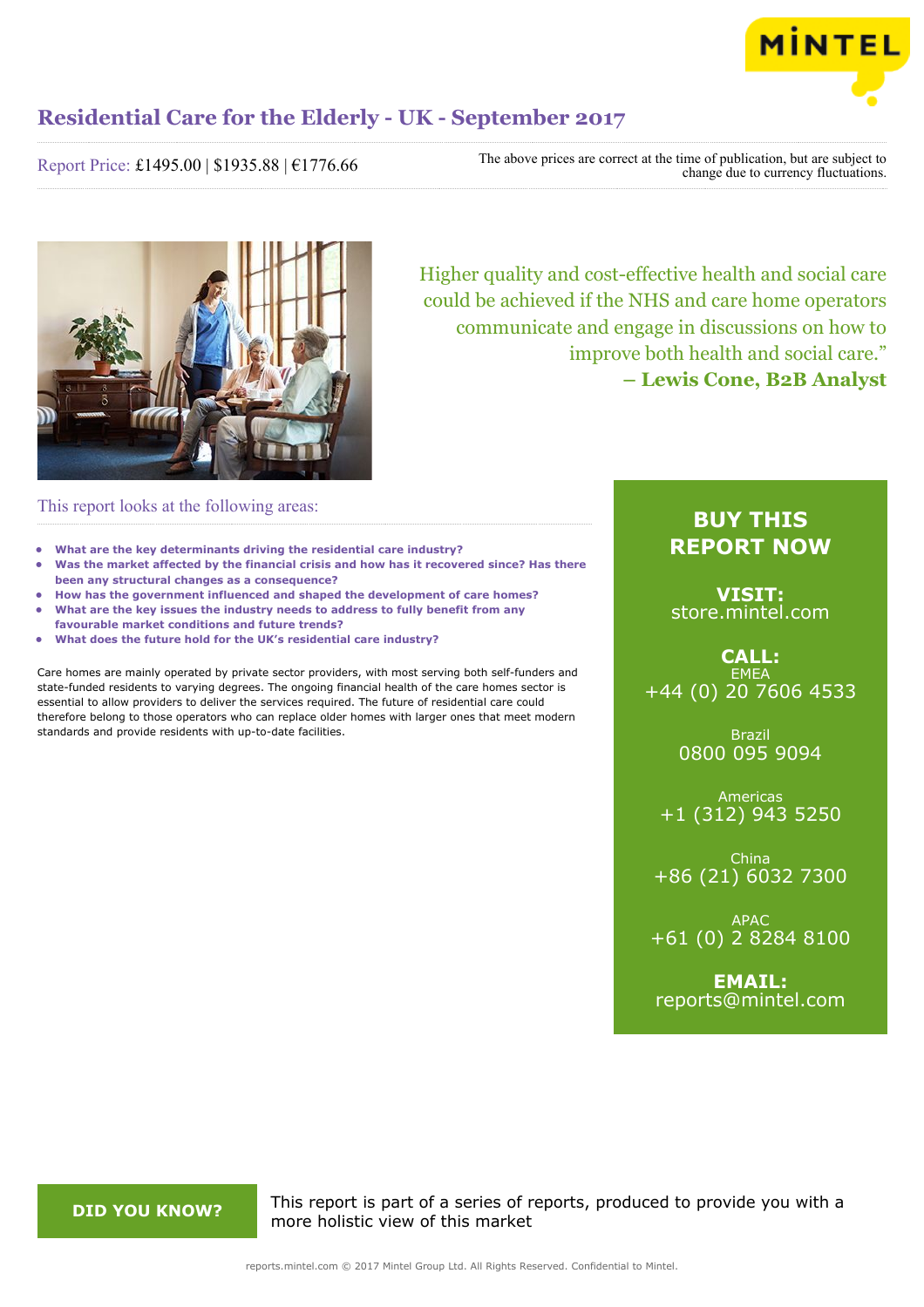# Residential Care for the Elderly - UK - September 2017

Report Price: £1495.00 | $1935.88 | €1776.66

The above prices are correct at the time of publication, but are subject to change due to currency fluctuations.

Higher quality and cost-effective health and social care could be achieved if the NHS and care home operators communicate and engage in discussions on how to improve both health and social care."
**– Lewis Cone, B2B Analyst**

## This report looks at the following areas:

- **What are the key determinants driving the residential care industry?**
- **Was the market affected by the financial crisis and how has it recovered since? Has there been any structural changes as a consequence?**
- **How has the government influenced and shaped the development of care homes?**
- **What are the key issues the industry needs to address to fully benefit from any favourable market conditions and future trends?**
- **What does the future hold for the UK's residential care industry?**

Care homes are mainly operated by private sector providers, with most serving both self-funders and state-funded residents to varying degrees. The ongoing financial health of the care homes sector is essential to allow providers to deliver the services required. The future of residential care could therefore belong to those operators who can replace older homes with larger ones that meet modern standards and provide residents with up-to-date facilities.

## BUY THIS REPORT NOW

**VISIT:**
store.mintel.com

**CALL:**

EMEA
+44 (0) 20 7606 4533

Brazil
0800 095 9094

Americas
+1 (312) 943 5250

China
+86 (21) 6032 7300

APAC
+61 (0) 2 8284 8100

**EMAIL:**
reports@mintel.com

**DID YOU KNOW?**

This report is part of a series of reports, produced to provide you with a more holistic view of this market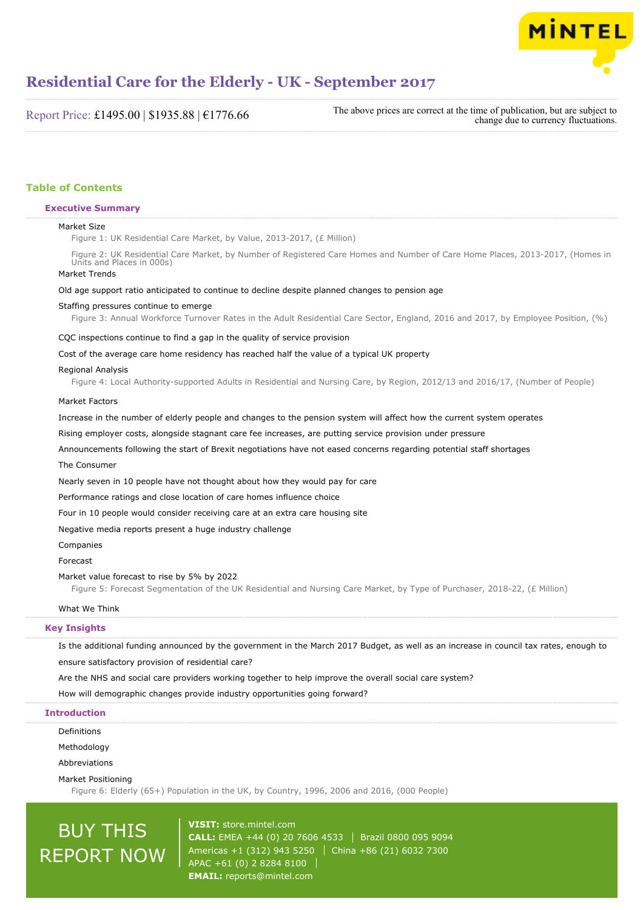# Residential Care for the Elderly - UK - September 2017

Report Price: £1495.00 | $1935.88 | €1776.66

The above prices are correct at the time of publication, but are subject to change due to currency fluctuations.

## Table of Contents

### Executive Summary

Market Size

Figure 1: UK Residential Care Market, by Value, 2013-2017, (£ Million)

Figure 2: UK Residential Care Market, by Number of Registered Care Homes and Number of Care Home Places, 2013-2017, (Homes in Units and Places in 000s)

Market Trends

Old age support ratio anticipated to continue to decline despite planned changes to pension age

Staffing pressures continue to emerge

Figure 3: Annual Workforce Turnover Rates in the Adult Residential Care Sector, England, 2016 and 2017, by Employee Position, (%)

CQC inspections continue to find a gap in the quality of service provision

Cost of the average care home residency has reached half the value of a typical UK property

Regional Analysis

Figure 4: Local Authority-supported Adults in Residential and Nursing Care, by Region, 2012/13 and 2016/17, (Number of People)

Market Factors

Increase in the number of elderly people and changes to the pension system will affect how the current system operates

Rising employer costs, alongside stagnant care fee increases, are putting service provision under pressure

Announcements following the start of Brexit negotiations have not eased concerns regarding potential staff shortages

The Consumer

Nearly seven in 10 people have not thought about how they would pay for care

Performance ratings and close location of care homes influence choice

Four in 10 people would consider receiving care at an extra care housing site

Negative media reports present a huge industry challenge

Companies

Forecast

Market value forecast to rise by 5% by 2022

Figure 5: Forecast Segmentation of the UK Residential and Nursing Care Market, by Type of Purchaser, 2018-22, (£ Million)

What We Think

### Key Insights

Is the additional funding announced by the government in the March 2017 Budget, as well as an increase in council tax rates, enough to ensure satisfactory provision of residential care?

Are the NHS and social care providers working together to help improve the overall social care system?

How will demographic changes provide industry opportunities going forward?

### Introduction

Definitions

Methodology

Abbreviations

Market Positioning

Figure 6: Elderly (65+) Population in the UK, by Country, 1996, 2006 and 2016, (000 People)

BUY THIS REPORT NOW

**VISIT:** store.mintel.com
**CALL:** EMEA +44 (0) 20 7606 4533 | Brazil 0800 095 9094
Americas +1 (312) 943 5250 | China +86 (21) 6032 7300
APAC +61 (0) 2 8284 8100 |
**EMAIL:** reports@mintel.com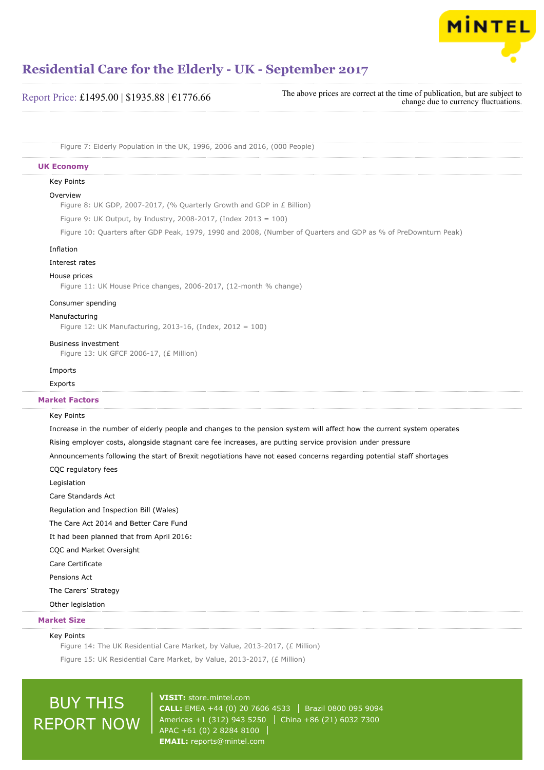Figure 7: Elderly Population in the UK, 1996, 2006 and 2016, (000 People)

## UK Economy

Key Points

Overview

Figure 8: UK GDP, 2007-2017, (% Quarterly Growth and GDP in £ Billion)

Figure 9: UK Output, by Industry, 2008-2017, (Index 2013 = 100)

Figure 10: Quarters after GDP Peak, 1979, 1990 and 2008, (Number of Quarters and GDP as % of PreDownturn Peak)

Inflation

Interest rates

House prices

Figure 11: UK House Price changes, 2006-2017, (12-month % change)

Consumer spending

Manufacturing

Figure 12: UK Manufacturing, 2013-16, (Index, 2012 = 100)

Business investment

Figure 13: UK GFCF 2006-17, (£ Million)

Imports

Exports

## Market Factors

Key Points

Increase in the number of elderly people and changes to the pension system will affect how the current system operates

Rising employer costs, alongside stagnant care fee increases, are putting service provision under pressure

Announcements following the start of Brexit negotiations have not eased concerns regarding potential staff shortages

CQC regulatory fees

Legislation

Care Standards Act

Regulation and Inspection Bill (Wales)

The Care Act 2014 and Better Care Fund

It had been planned that from April 2016:

CQC and Market Oversight

Care Certificate

Pensions Act

The Carers' Strategy

Other legislation

## Market Size

Key Points

Figure 14: The UK Residential Care Market, by Value, 2013-2017, (£ Million)

Figure 15: UK Residential Care Market, by Value, 2013-2017, (£ Million)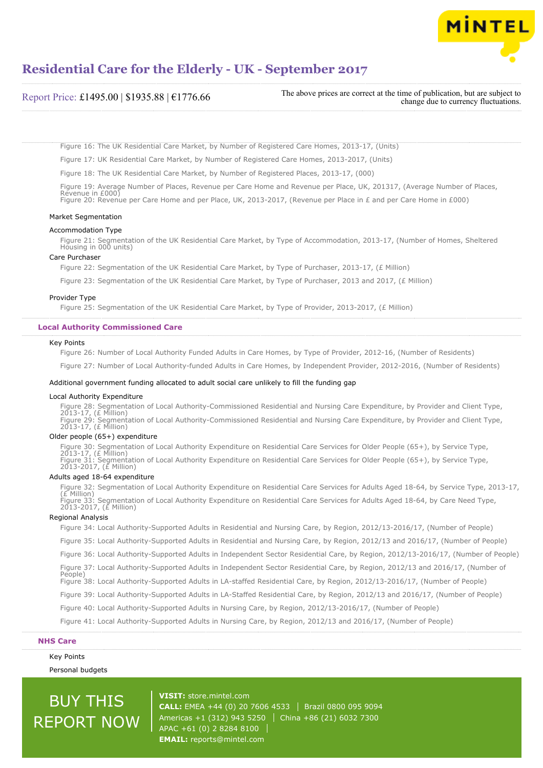Figure 16: The UK Residential Care Market, by Number of Registered Care Homes, 2013-17, (Units)

Figure 17: UK Residential Care Market, by Number of Registered Care Homes, 2013-2017, (Units)

Figure 18: The UK Residential Care Market, by Number of Registered Places, 2013-17, (000)

Figure 19: Average Number of Places, Revenue per Care Home and Revenue per Place, UK, 201317, (Average Number of Places, Revenue in £000)

Figure 20: Revenue per Care Home and per Place, UK, 2013-2017, (Revenue per Place in £ and per Care Home in £000)

Market Segmentation

Accommodation Type

Figure 21: Segmentation of the UK Residential Care Market, by Type of Accommodation, 2013-17, (Number of Homes, Sheltered Housing in 000 units)

Care Purchaser

Figure 22: Segmentation of the UK Residential Care Market, by Type of Purchaser, 2013-17, (£ Million)

Figure 23: Segmentation of the UK Residential Care Market, by Type of Purchaser, 2013 and 2017, (£ Million)

Provider Type

Figure 25: Segmentation of the UK Residential Care Market, by Type of Provider, 2013-2017, (£ Million)

## Local Authority Commissioned Care

Key Points

Figure 26: Number of Local Authority Funded Adults in Care Homes, by Type of Provider, 2012-16, (Number of Residents)

Figure 27: Number of Local Authority-funded Adults in Care Homes, by Independent Provider, 2012-2016, (Number of Residents)

Additional government funding allocated to adult social care unlikely to fill the funding gap

Local Authority Expenditure

Figure 28: Segmentation of Local Authority-Commissioned Residential and Nursing Care Expenditure, by Provider and Client Type, 2013-17, (£ Million)

Figure 29: Segmentation of Local Authority-Commissioned Residential and Nursing Care Expenditure, by Provider and Client Type, 2013-17, (£ Million)

Older people (65+) expenditure

Figure 30: Segmentation of Local Authority Expenditure on Residential Care Services for Older People (65+), by Service Type, 2013-17, (£ Million)

Figure 31: Segmentation of Local Authority Expenditure on Residential Care Services for Older People (65+), by Service Type, 2013-2017, (£ Million)

Adults aged 18-64 expenditure

Figure 32: Segmentation of Local Authority Expenditure on Residential Care Services for Adults Aged 18-64, by Service Type, 2013-17, (£ Million)

Figure 33: Segmentation of Local Authority Expenditure on Residential Care Services for Adults Aged 18-64, by Care Need Type, 2013-2017, (£ Million)

Regional Analysis

Figure 34: Local Authority-Supported Adults in Residential and Nursing Care, by Region, 2012/13-2016/17, (Number of People)

Figure 35: Local Authority-Supported Adults in Residential and Nursing Care, by Region, 2012/13 and 2016/17, (Number of People)

Figure 36: Local Authority-Supported Adults in Independent Sector Residential Care, by Region, 2012/13-2016/17, (Number of People)

Figure 37: Local Authority-Supported Adults in Independent Sector Residential Care, by Region, 2012/13 and 2016/17, (Number of People)

Figure 38: Local Authority-Supported Adults in LA-staffed Residential Care, by Region, 2012/13-2016/17, (Number of People)

Figure 39: Local Authority-Supported Adults in LA-Staffed Residential Care, by Region, 2012/13 and 2016/17, (Number of People)

Figure 40: Local Authority-Supported Adults in Nursing Care, by Region, 2012/13-2016/17, (Number of People)

Figure 41: Local Authority-Supported Adults in Nursing Care, by Region, 2012/13 and 2016/17, (Number of People)

## NHS Care

Key Points

Personal budgets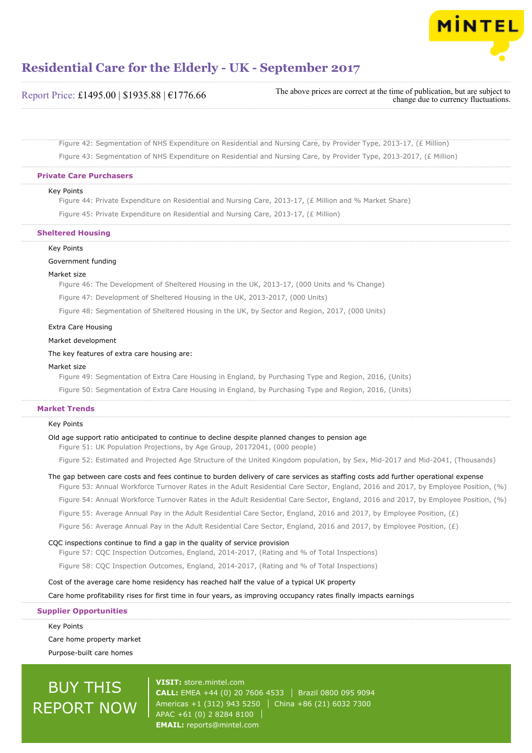Figure 42: Segmentation of NHS Expenditure on Residential and Nursing Care, by Provider Type, 2013-17, (£ Million)

Figure 43: Segmentation of NHS Expenditure on Residential and Nursing Care, by Provider Type, 2013-2017, (£ Million)

## Private Care Purchasers

Key Points

Figure 44: Private Expenditure on Residential and Nursing Care, 2013-17, (£ Million and % Market Share)

Figure 45: Private Expenditure on Residential and Nursing Care, 2013-17, (£ Million)

## Sheltered Housing

Key Points

Government funding

Market size

Figure 46: The Development of Sheltered Housing in the UK, 2013-17, (000 Units and % Change)

Figure 47: Development of Sheltered Housing in the UK, 2013-2017, (000 Units)

Figure 48: Segmentation of Sheltered Housing in the UK, by Sector and Region, 2017, (000 Units)

Extra Care Housing

Market development

The key features of extra care housing are:

Market size

Figure 49: Segmentation of Extra Care Housing in England, by Purchasing Type and Region, 2016, (Units)

Figure 50: Segmentation of Extra Care Housing in England, by Purchasing Type and Region, 2016, (Units)

## Market Trends

Key Points

Old age support ratio anticipated to continue to decline despite planned changes to pension age

Figure 51: UK Population Projections, by Age Group, 20172041, (000 people)

Figure 52: Estimated and Projected Age Structure of the United Kingdom population, by Sex, Mid-2017 and Mid-2041, (Thousands)

The gap between care costs and fees continue to burden delivery of care services as staffing costs add further operational expense

Figure 53: Annual Workforce Turnover Rates in the Adult Residential Care Sector, England, 2016 and 2017, by Employee Position, (%)

Figure 54: Annual Workforce Turnover Rates in the Adult Residential Care Sector, England, 2016 and 2017, by Employee Position, (%)

Figure 55: Average Annual Pay in the Adult Residential Care Sector, England, 2016 and 2017, by Employee Position, (£)

Figure 56: Average Annual Pay in the Adult Residential Care Sector, England, 2016 and 2017, by Employee Position, (£)

CQC inspections continue to find a gap in the quality of service provision

Figure 57: CQC Inspection Outcomes, England, 2014-2017, (Rating and % of Total Inspections)

Figure 58: CQC Inspection Outcomes, England, 2014-2017, (Rating and % of Total Inspections)

Cost of the average care home residency has reached half the value of a typical UK property

Care home profitability rises for first time in four years, as improving occupancy rates finally impacts earnings

## Supplier Opportunities

Key Points

Care home property market

Purpose-built care homes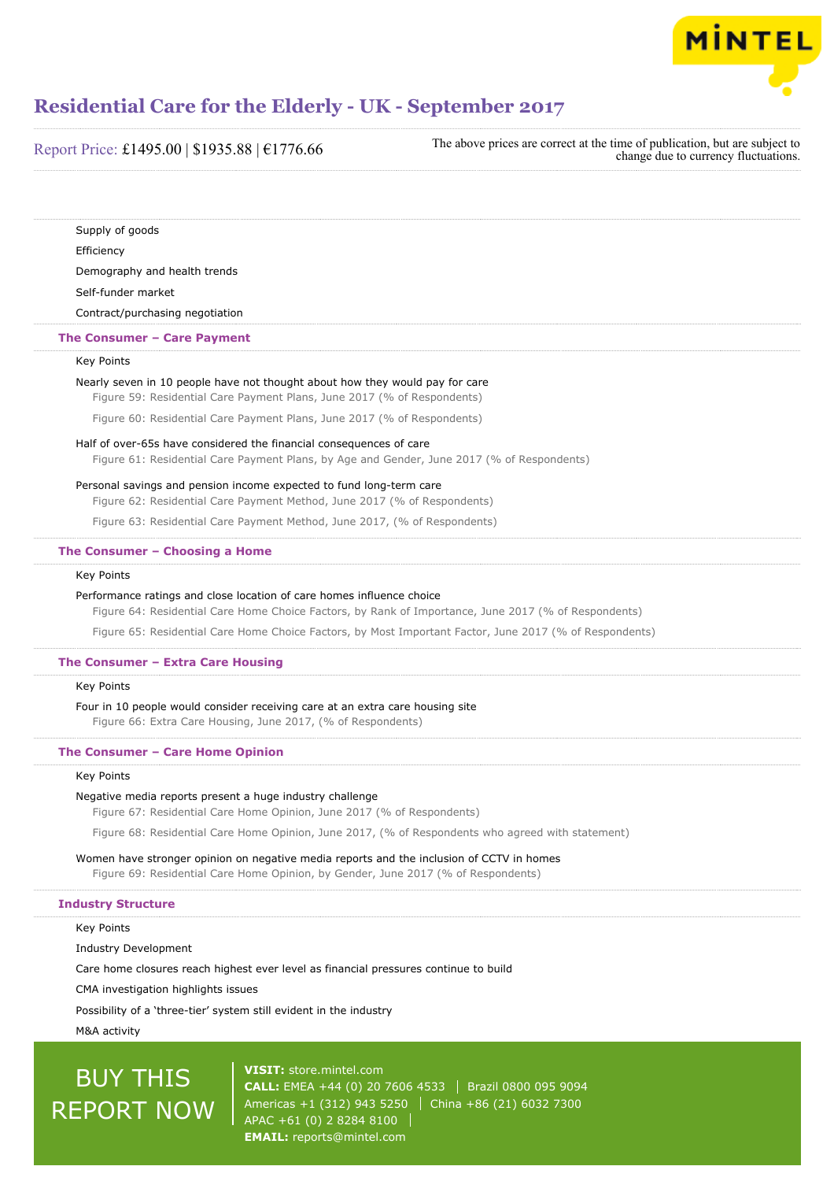Supply of goods

Efficiency

Demography and health trends

Self-funder market

Contract/purchasing negotiation

### The Consumer – Care Payment

Key Points

Nearly seven in 10 people have not thought about how they would pay for care

Figure 59: Residential Care Payment Plans, June 2017 (% of Respondents)

Figure 60: Residential Care Payment Plans, June 2017 (% of Respondents)

Half of over-65s have considered the financial consequences of care

Figure 61: Residential Care Payment Plans, by Age and Gender, June 2017 (% of Respondents)

Personal savings and pension income expected to fund long-term care

Figure 62: Residential Care Payment Method, June 2017 (% of Respondents)

Figure 63: Residential Care Payment Method, June 2017, (% of Respondents)

### The Consumer – Choosing a Home

Key Points

Performance ratings and close location of care homes influence choice

Figure 64: Residential Care Home Choice Factors, by Rank of Importance, June 2017 (% of Respondents)

Figure 65: Residential Care Home Choice Factors, by Most Important Factor, June 2017 (% of Respondents)

### The Consumer – Extra Care Housing

Key Points

Four in 10 people would consider receiving care at an extra care housing site

Figure 66: Extra Care Housing, June 2017, (% of Respondents)

### The Consumer – Care Home Opinion

Key Points

Negative media reports present a huge industry challenge

Figure 67: Residential Care Home Opinion, June 2017 (% of Respondents)

Figure 68: Residential Care Home Opinion, June 2017, (% of Respondents who agreed with statement)

Women have stronger opinion on negative media reports and the inclusion of CCTV in homes

Figure 69: Residential Care Home Opinion, by Gender, June 2017 (% of Respondents)

### Industry Structure

Key Points

Industry Development

Care home closures reach highest ever level as financial pressures continue to build

CMA investigation highlights issues

Possibility of a 'three-tier' system still evident in the industry

M&A activity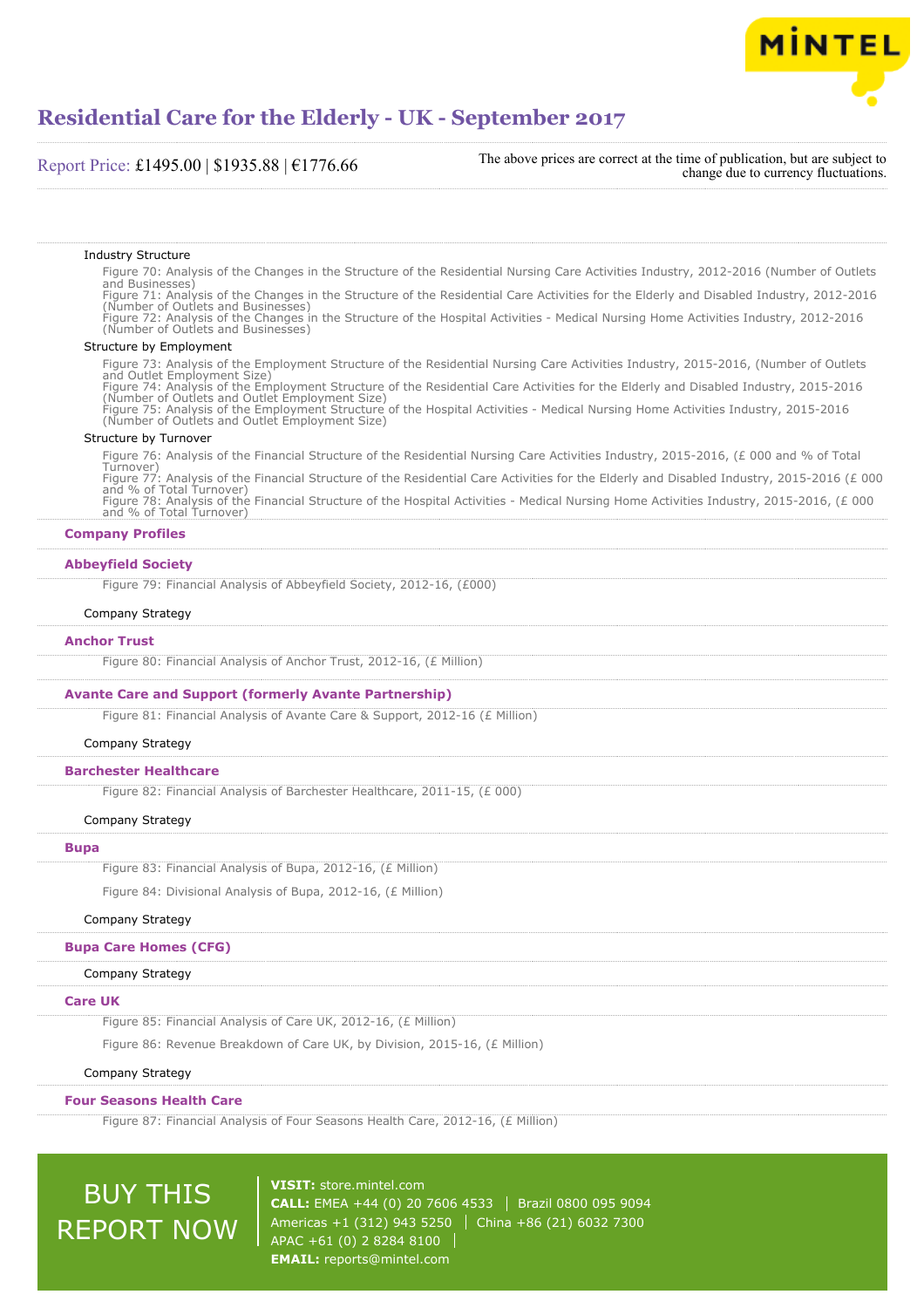Industry Structure

Figure 70: Analysis of the Changes in the Structure of the Residential Nursing Care Activities Industry, 2012-2016 (Number of Outlets and Businesses)
Figure 71: Analysis of the Changes in the Structure of the Residential Care Activities for the Elderly and Disabled Industry, 2012-2016 (Number of Outlets and Businesses)
Figure 72: Analysis of the Changes in the Structure of the Hospital Activities - Medical Nursing Home Activities Industry, 2012-2016 (Number of Outlets and Businesses)

Structure by Employment

Figure 73: Analysis of the Employment Structure of the Residential Nursing Care Activities Industry, 2015-2016, (Number of Outlets and Outlet Employment Size)
Figure 74: Analysis of the Employment Structure of the Residential Care Activities for the Elderly and Disabled Industry, 2015-2016 (Number of Outlets and Outlet Employment Size)
Figure 75: Analysis of the Employment Structure of the Hospital Activities - Medical Nursing Home Activities Industry, 2015-2016 (Number of Outlets and Outlet Employment Size)

Structure by Turnover

Figure 76: Analysis of the Financial Structure of the Residential Nursing Care Activities Industry, 2015-2016, (£ 000 and % of Total Turnover)
Figure 77: Analysis of the Financial Structure of the Residential Care Activities for the Elderly and Disabled Industry, 2015-2016 (£ 000 and % of Total Turnover)
Figure 78: Analysis of the Financial Structure of the Hospital Activities - Medical Nursing Home Activities Industry, 2015-2016, (£ 000 and % of Total Turnover)

**Company Profiles**

**Abbeyfield Society**

Figure 79: Financial Analysis of Abbeyfield Society, 2012-16, (£000)

Company Strategy

**Anchor Trust**

Figure 80: Financial Analysis of Anchor Trust, 2012-16, (£ Million)

**Avante Care and Support (formerly Avante Partnership)**

Figure 81: Financial Analysis of Avante Care & Support, 2012-16 (£ Million)

Company Strategy

**Barchester Healthcare**

Figure 82: Financial Analysis of Barchester Healthcare, 2011-15, (£ 000)

Company Strategy

**Bupa**

Figure 83: Financial Analysis of Bupa, 2012-16, (£ Million)

Figure 84: Divisional Analysis of Bupa, 2012-16, (£ Million)

Company Strategy

**Bupa Care Homes (CFG)**

Company Strategy

**Care UK**

Figure 85: Financial Analysis of Care UK, 2012-16, (£ Million)

Figure 86: Revenue Breakdown of Care UK, by Division, 2015-16, (£ Million)

Company Strategy

**Four Seasons Health Care**

Figure 87: Financial Analysis of Four Seasons Health Care, 2012-16, (£ Million)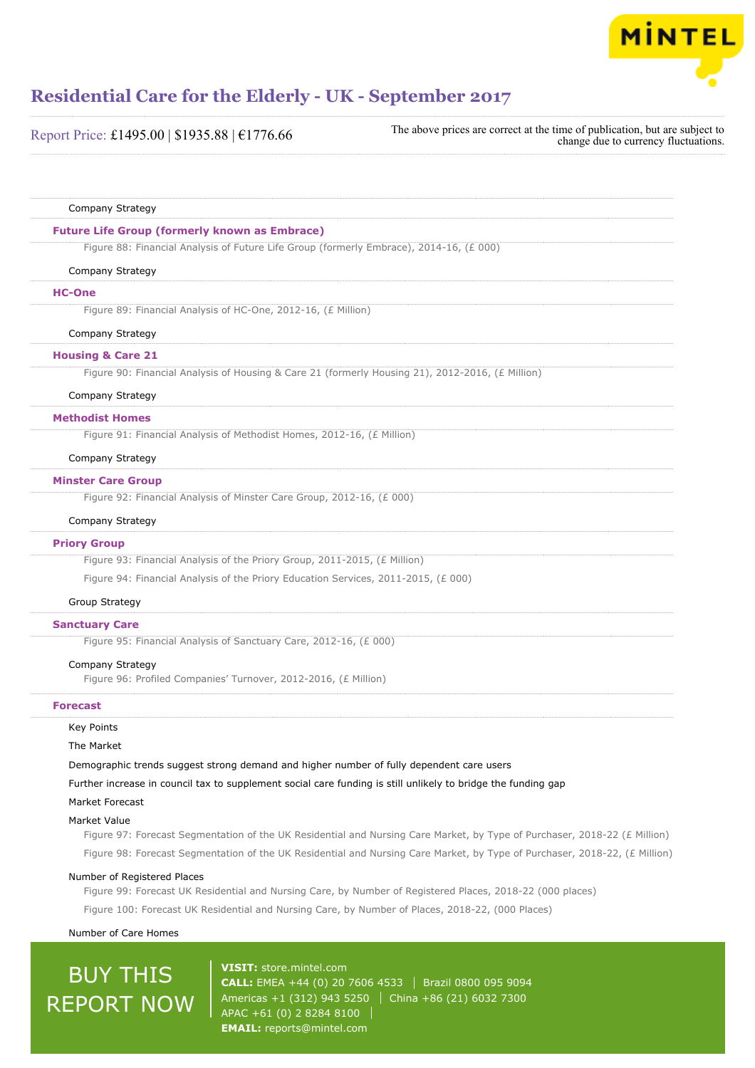Company Strategy

### Future Life Group (formerly known as Embrace)

Figure 88: Financial Analysis of Future Life Group (formerly Embrace), 2014-16, (£ 000)

Company Strategy

### HC-One

Figure 89: Financial Analysis of HC-One, 2012-16, (£ Million)

Company Strategy

### Housing & Care 21

Figure 90: Financial Analysis of Housing & Care 21 (formerly Housing 21), 2012-2016, (£ Million)

Company Strategy

### Methodist Homes

Figure 91: Financial Analysis of Methodist Homes, 2012-16, (£ Million)

Company Strategy

### Minster Care Group

Figure 92: Financial Analysis of Minster Care Group, 2012-16, (£ 000)

Company Strategy

### Priory Group

Figure 93: Financial Analysis of the Priory Group, 2011-2015, (£ Million)

Figure 94: Financial Analysis of the Priory Education Services, 2011-2015, (£ 000)

Group Strategy

### Sanctuary Care

Figure 95: Financial Analysis of Sanctuary Care, 2012-16, (£ 000)

Company Strategy

Figure 96: Profiled Companies' Turnover, 2012-2016, (£ Million)

### Forecast

Key Points

The Market

Demographic trends suggest strong demand and higher number of fully dependent care users

Further increase in council tax to supplement social care funding is still unlikely to bridge the funding gap

Market Forecast

Market Value

Figure 97: Forecast Segmentation of the UK Residential and Nursing Care Market, by Type of Purchaser, 2018-22 (£ Million)

Figure 98: Forecast Segmentation of the UK Residential and Nursing Care Market, by Type of Purchaser, 2018-22, (£ Million)

Number of Registered Places

Figure 99: Forecast UK Residential and Nursing Care, by Number of Registered Places, 2018-22 (000 places)

Figure 100: Forecast UK Residential and Nursing Care, by Number of Places, 2018-22, (000 Places)

Number of Care Homes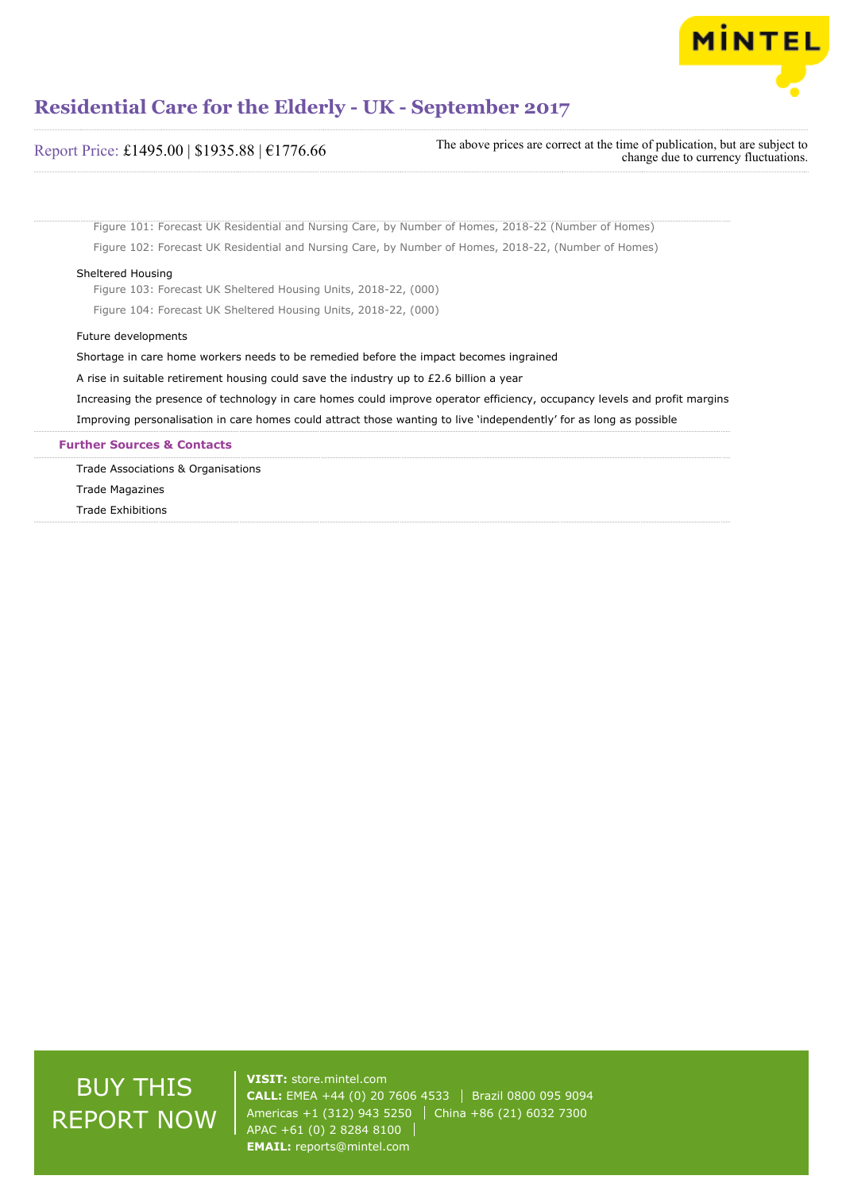Figure 101: Forecast UK Residential and Nursing Care, by Number of Homes, 2018-22 (Number of Homes)

Figure 102: Forecast UK Residential and Nursing Care, by Number of Homes, 2018-22, (Number of Homes)

Sheltered Housing

Figure 103: Forecast UK Sheltered Housing Units, 2018-22, (000)

Figure 104: Forecast UK Sheltered Housing Units, 2018-22, (000)

Future developments

Shortage in care home workers needs to be remedied before the impact becomes ingrained

A rise in suitable retirement housing could save the industry up to £2.6 billion a year

Increasing the presence of technology in care homes could improve operator efficiency, occupancy levels and profit margins

Improving personalisation in care homes could attract those wanting to live 'independently' for as long as possible

## Further Sources & Contacts

Trade Associations & Organisations

Trade Magazines

Trade Exhibitions

BUY THIS REPORT NOW

**VISIT:** store.mintel.com
**CALL:** EMEA +44 (0) 20 7606 4533 | Brazil 0800 095 9094
Americas +1 (312) 943 5250 | China +86 (21) 6032 7300
APAC +61 (0) 2 8284 8100 |
**EMAIL:** reports@mintel.com